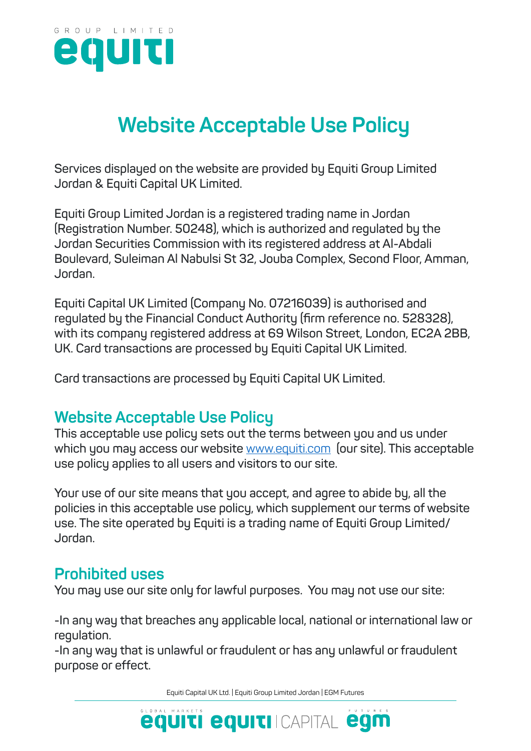# Website Acceptable Use Policy

Services displayed on the website are provided by Equiti Group Limited Jordan & Equiti Capital UK Limited.

Equiti Group Limited Jordan is a registered trading name in Jordan (Registration Number. 50248), which is authorized and regulated by the Jordan Securities Commission with its registered address at Al-Abdali Boulevard, Suleiman Al Nabulsi St 32, Jouba Complex, Second Floor, Amman, Jordan.

Equiti Capital UK Limited (Company No. 07216039) is authorised and regulated by the Financial Conduct Authority (firm reference no. 528328), with its company registered address at 69 Wilson Street, London, EC2A 2BB, UK. Card transactions are processed by Equiti Capital UK Limited.

Card transactions are processed by Equiti Capital UK Limited.

## Website Acceptable Use Policy

This acceptable use policy sets out the terms between you and us under which you may access our website [www.equiti.com](http://www.equiti.com) (our site). This acceptable use policy applies to all users and visitors to our site.

Your use of our site means that you accept, and agree to abide by, all the policies in this acceptable use policy, which supplement our terms of website use. The site operated by Equiti is a trading name of Equiti Group Limited/ Jordan.

## Prohibited uses

You may use our site only for lawful purposes. You may not use our site:

-In any way that breaches any applicable local, national or international law or regulation.
-In any way that is unlawful or fraudulent or has any unlawful or fraudulent purpose or effect.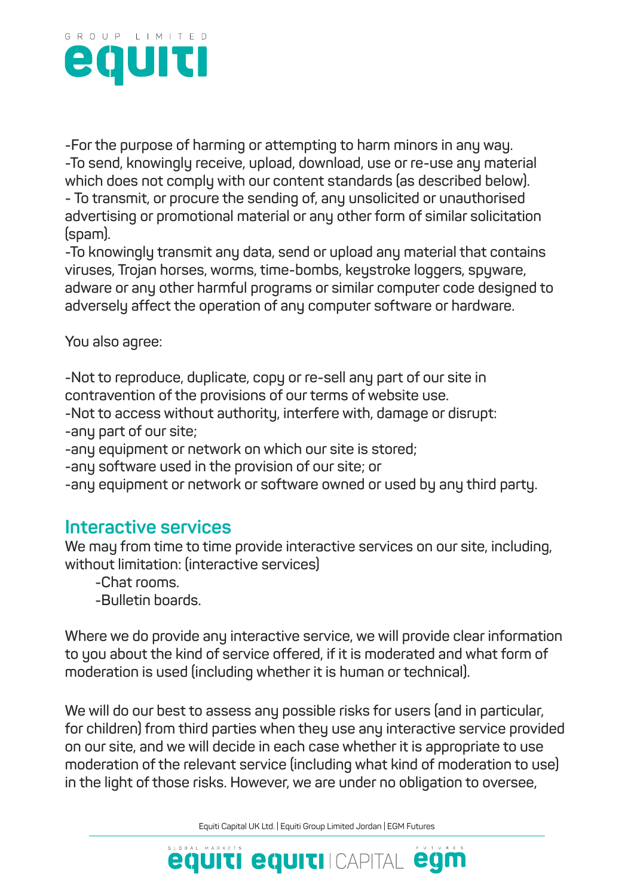-For the purpose of harming or attempting to harm minors in any way.
-To send, knowingly receive, upload, download, use or re-use any material which does not comply with our content standards (as described below).
- To transmit, or procure the sending of, any unsolicited or unauthorised advertising or promotional material or any other form of similar solicitation (spam).
-To knowingly transmit any data, send or upload any material that contains viruses, Trojan horses, worms, time-bombs, keystroke loggers, spyware, adware or any other harmful programs or similar computer code designed to adversely affect the operation of any computer software or hardware.

You also agree:

-Not to reproduce, duplicate, copy or re-sell any part of our site in contravention of the provisions of our terms of website use.
-Not to access without authority, interfere with, damage or disrupt:
-any part of our site;
-any equipment or network on which our site is stored;
-any software used in the provision of our site; or
-any equipment or network or software owned or used by any third party.

## Interactive services

We may from time to time provide interactive services on our site, including, without limitation: (interactive services)

-Chat rooms.
-Bulletin boards.

Where we do provide any interactive service, we will provide clear information to you about the kind of service offered, if it is moderated and what form of moderation is used (including whether it is human or technical).

We will do our best to assess any possible risks for users (and in particular, for children) from third parties when they use any interactive service provided on our site, and we will decide in each case whether it is appropriate to use moderation of the relevant service (including what kind of moderation to use) in the light of those risks. However, we are under no obligation to oversee,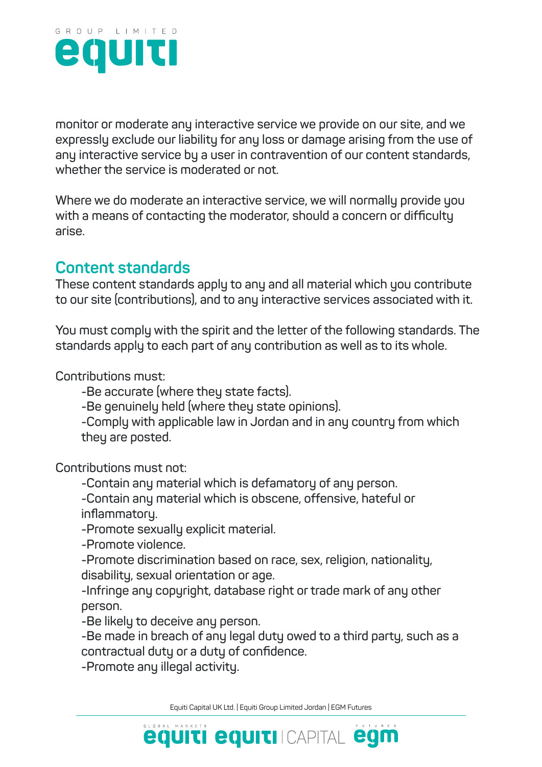monitor or moderate any interactive service we provide on our site, and we expressly exclude our liability for any loss or damage arising from the use of any interactive service by a user in contravention of our content standards, whether the service is moderated or not.

Where we do moderate an interactive service, we will normally provide you with a means of contacting the moderator, should a concern or difficulty arise.

## Content standards

These content standards apply to any and all material which you contribute to our site (contributions), and to any interactive services associated with it.

You must comply with the spirit and the letter of the following standards. The standards apply to each part of any contribution as well as to its whole.

Contributions must:

- Be accurate (where they state facts).
- Be genuinely held (where they state opinions).
- Comply with applicable law in Jordan and in any country from which they are posted.

Contributions must not:

- Contain any material which is defamatory of any person.
- Contain any material which is obscene, offensive, hateful or inflammatory.
- Promote sexually explicit material.
- Promote violence.
- Promote discrimination based on race, sex, religion, nationality, disability, sexual orientation or age.
- Infringe any copyright, database right or trade mark of any other person.
- Be likely to deceive any person.
- Be made in breach of any legal duty owed to a third party, such as a contractual duty or a duty of confidence.
- Promote any illegal activity.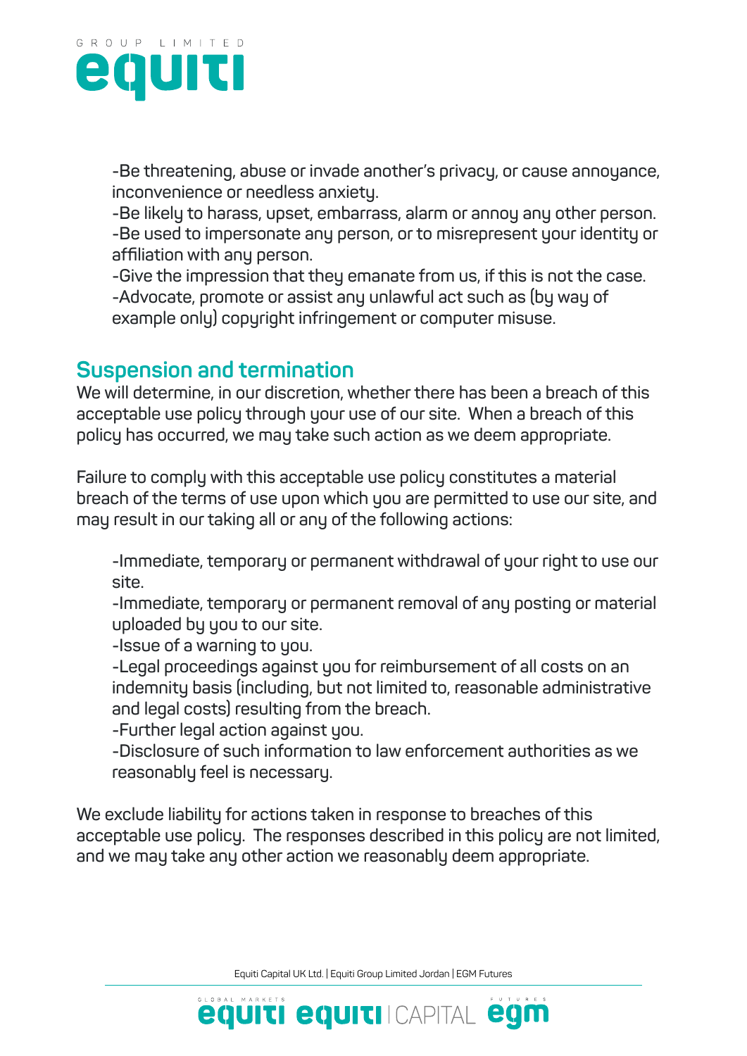-Be threatening, abuse or invade another's privacy, or cause annoyance, inconvenience or needless anxiety.
-Be likely to harass, upset, embarrass, alarm or annoy any other person.
-Be used to impersonate any person, or to misrepresent your identity or affiliation with any person.
-Give the impression that they emanate from us, if this is not the case.
-Advocate, promote or assist any unlawful act such as (by way of example only) copyright infringement or computer misuse.

## Suspension and termination

We will determine, in our discretion, whether there has been a breach of this acceptable use policy through your use of our site. When a breach of this policy has occurred, we may take such action as we deem appropriate.

Failure to comply with this acceptable use policy constitutes a material breach of the terms of use upon which you are permitted to use our site, and may result in our taking all or any of the following actions:

-Immediate, temporary or permanent withdrawal of your right to use our site.
-Immediate, temporary or permanent removal of any posting or material uploaded by you to our site.
-Issue of a warning to you.
-Legal proceedings against you for reimbursement of all costs on an indemnity basis (including, but not limited to, reasonable administrative and legal costs) resulting from the breach.
-Further legal action against you.
-Disclosure of such information to law enforcement authorities as we reasonably feel is necessary.

We exclude liability for actions taken in response to breaches of this acceptable use policy. The responses described in this policy are not limited, and we may take any other action we reasonably deem appropriate.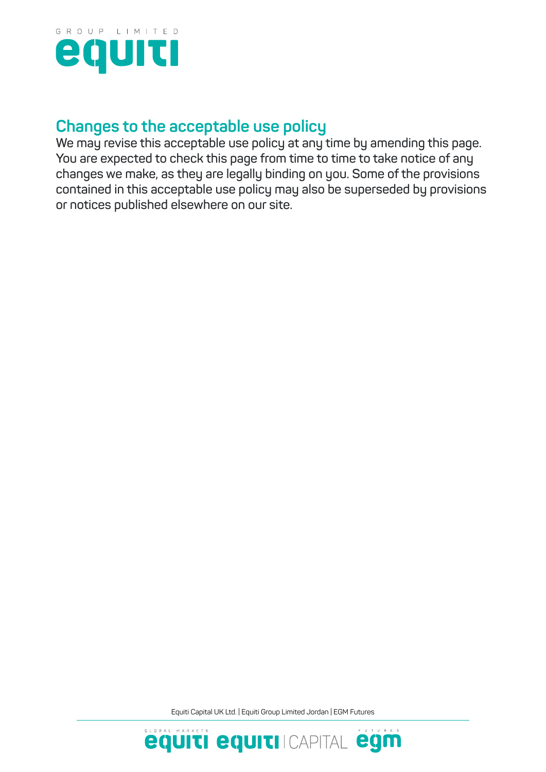## Changes to the acceptable use policy

We may revise this acceptable use policy at any time by amending this page. You are expected to check this page from time to time to take notice of any changes we make, as they are legally binding on you. Some of the provisions contained in this acceptable use policy may also be superseded by provisions or notices published elsewhere on our site.